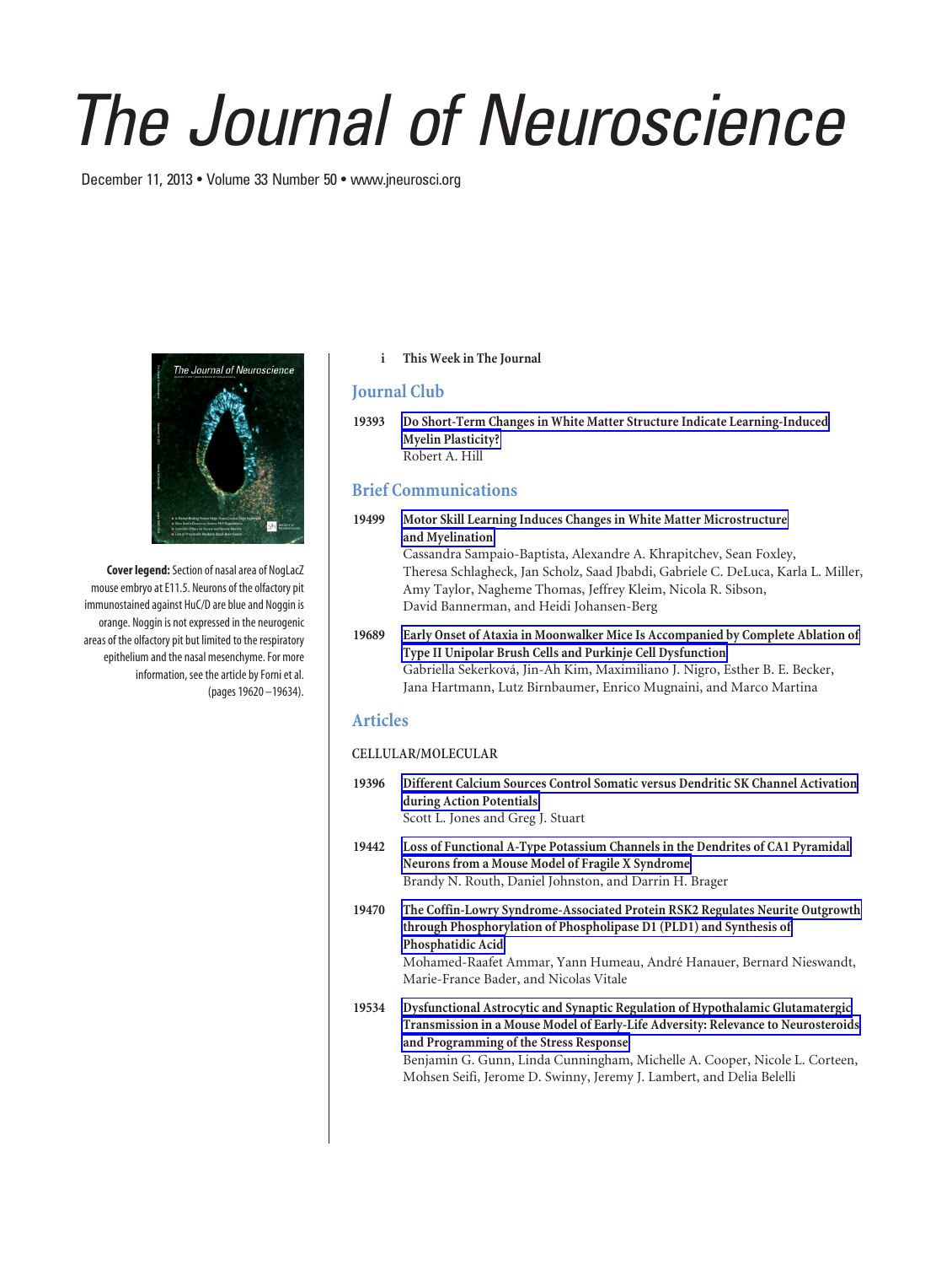# The Journal of Neuroscience

December 11, 2013 • Volume 33 Number 50 • www.jneurosci.org

**Cover legend:** Section of nasal area of NogLacZ mouse embryo at E11.5. Neurons of the olfactory pit immunostained against HuC/D are blue and Noggin is orange. Noggin is not expressed in the neurogenic areas of the olfactory pit but limited to the respiratory epithelium and the nasal mesenchyme. For more information, see the article by Forni et al. (pages 19620–19634).

**i** **This Week in The Journal**

## Journal Club

**19393** **Do Short-Term Changes in White Matter Structure Indicate Learning-Induced Myelin Plasticity?**
Robert A. Hill

## Brief Communications

**19499** **Motor Skill Learning Induces Changes in White Matter Microstructure and Myelination**
Cassandra Sampaio-Baptista, Alexandre A. Khrapitchev, Sean Foxley, Theresa Schlagheck, Jan Scholz, Saad Jbabdi, Gabriele C. DeLuca, Karla L. Miller, Amy Taylor, Nagheme Thomas, Jeffrey Kleim, Nicola R. Sibson, David Bannerman, and Heidi Johansen-Berg

**19689** **Early Onset of Ataxia in Moonwalker Mice Is Accompanied by Complete Ablation of Type II Unipolar Brush Cells and Purkinje Cell Dysfunction**
Gabriella Sekerková, Jin-Ah Kim, Maximiliano J. Nigro, Esther B. E. Becker, Jana Hartmann, Lutz Birnbaumer, Enrico Mugnaini, and Marco Martina

## Articles

### CELLULAR/MOLECULAR

**19396** **Different Calcium Sources Control Somatic versus Dendritic SK Channel Activation during Action Potentials**
Scott L. Jones and Greg J. Stuart

**19442** **Loss of Functional A-Type Potassium Channels in the Dendrites of CA1 Pyramidal Neurons from a Mouse Model of Fragile X Syndrome**
Brandy N. Routh, Daniel Johnston, and Darrin H. Brager

**19470** **The Coffin-Lowry Syndrome-Associated Protein RSK2 Regulates Neurite Outgrowth through Phosphorylation of Phospholipase D1 (PLD1) and Synthesis of Phosphatidic Acid**
Mohamed-Raafet Ammar, Yann Humeau, André Hanauer, Bernard Nieswandt, Marie-France Bader, and Nicolas Vitale

**19534** **Dysfunctional Astrocytic and Synaptic Regulation of Hypothalamic Glutamatergic Transmission in a Mouse Model of Early-Life Adversity: Relevance to Neurosteroids and Programming of the Stress Response**
Benjamin G. Gunn, Linda Cunningham, Michelle A. Cooper, Nicole L. Corteen, Mohsen Seifi, Jerome D. Swinny, Jeremy J. Lambert, and Delia Belelli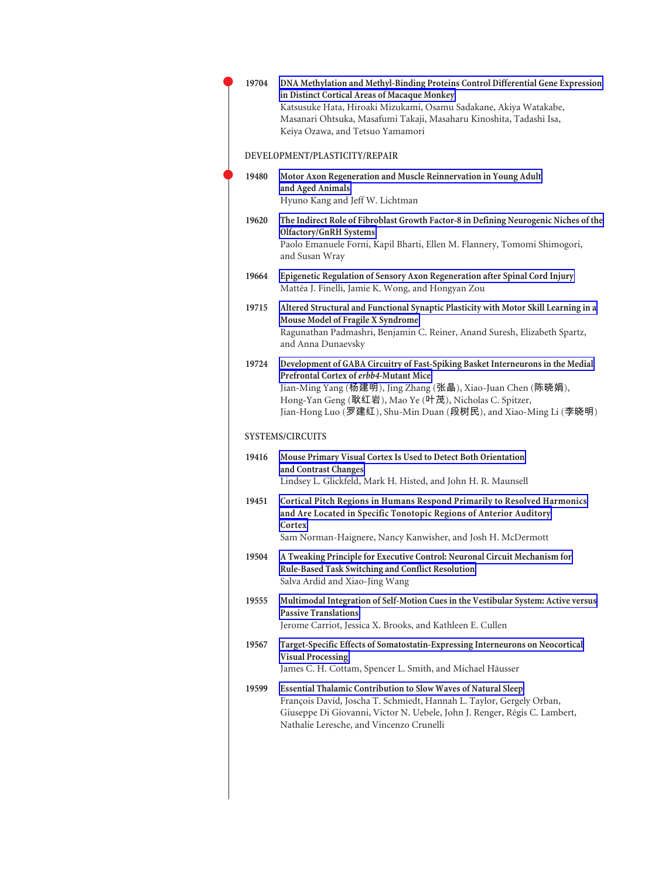19704 **DNA Methylation and Methyl-Binding Proteins Control Differential Gene Expression in Distinct Cortical Areas of Macaque Monkey**
Katsusuke Hata, Hiroaki Mizukami, Osamu Sadakane, Akiya Watakabe, Masanari Ohtsuka, Masafumi Takaji, Masaharu Kinoshita, Tadashi Isa, Keiya Ozawa, and Tetsuo Yamamori

## DEVELOPMENT/PLASTICITY/REPAIR

19480 **Motor Axon Regeneration and Muscle Reinnervation in Young Adult and Aged Animals**
Hyuno Kang and Jeff W. Lichtman

19620 **The Indirect Role of Fibroblast Growth Factor-8 in Defining Neurogenic Niches of the Olfactory/GnRH Systems**
Paolo Emanuele Forni, Kapil Bharti, Ellen M. Flannery, Tomomi Shimogori, and Susan Wray

19664 **Epigenetic Regulation of Sensory Axon Regeneration after Spinal Cord Injury**
Mattéa J. Finelli, Jamie K. Wong, and Hongyan Zou

19715 **Altered Structural and Functional Synaptic Plasticity with Motor Skill Learning in a Mouse Model of Fragile X Syndrome**
Ragunathan Padmashri, Benjamin C. Reiner, Anand Suresh, Elizabeth Spartz, and Anna Dunaevsky

19724 **Development of GABA Circuitry of Fast-Spiking Basket Interneurons in the Medial Prefrontal Cortex of *erbb4*-Mutant Mice**
Jian-Ming Yang (杨建明), Jing Zhang (张晶), Xiao-Juan Chen (陈晓娟), Hong-Yan Geng (耿红岩), Mao Ye (叶茂), Nicholas C. Spitzer, Jian-Hong Luo (罗建红), Shu-Min Duan (段树民), and Xiao-Ming Li (李晓明)

## SYSTEMS/CIRCUITS

19416 **Mouse Primary Visual Cortex Is Used to Detect Both Orientation and Contrast Changes**
Lindsey L. Glickfeld, Mark H. Histed, and John H. R. Maunsell

19451 **Cortical Pitch Regions in Humans Respond Primarily to Resolved Harmonics and Are Located in Specific Tonotopic Regions of Anterior Auditory Cortex**
Sam Norman-Haignere, Nancy Kanwisher, and Josh H. McDermott

19504 **A Tweaking Principle for Executive Control: Neuronal Circuit Mechanism for Rule-Based Task Switching and Conflict Resolution**
Salva Ardid and Xiao-Jing Wang

19555 **Multimodal Integration of Self-Motion Cues in the Vestibular System: Active versus Passive Translations**
Jerome Carriot, Jessica X. Brooks, and Kathleen E. Cullen

19567 **Target-Specific Effects of Somatostatin-Expressing Interneurons on Neocortical Visual Processing**
James C. H. Cottam, Spencer L. Smith, and Michael Häusser

19599 **Essential Thalamic Contribution to Slow Waves of Natural Sleep**
François David, Joscha T. Schmiedt, Hannah L. Taylor, Gergely Orban, Giuseppe Di Giovanni, Victor N. Uebele, John J. Renger, Régis C. Lambert, Nathalie Leresche, and Vincenzo Crunelli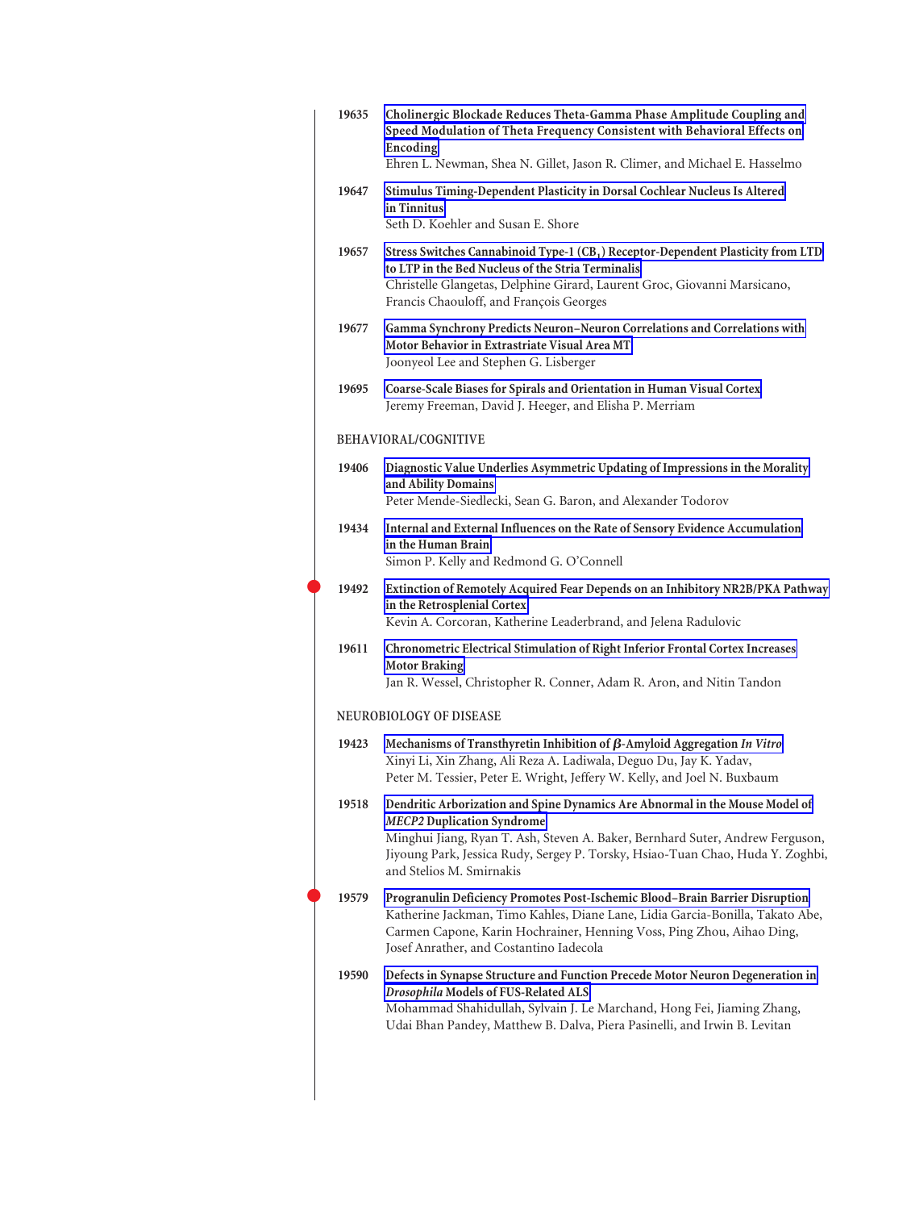19635 **Cholinergic Blockade Reduces Theta-Gamma Phase Amplitude Coupling and Speed Modulation of Theta Frequency Consistent with Behavioral Effects on Encoding**
Ehren L. Newman, Shea N. Gillet, Jason R. Climer, and Michael E. Hasselmo

19647 **Stimulus Timing-Dependent Plasticity in Dorsal Cochlear Nucleus Is Altered in Tinnitus**
Seth D. Koehler and Susan E. Shore

19657 **Stress Switches Cannabinoid Type-1 ($CB_1$) Receptor-Dependent Plasticity from LTD to LTP in the Bed Nucleus of the Stria Terminalis**
Christelle Glangetas, Delphine Girard, Laurent Groc, Giovanni Marsicano, Francis Chaouloff, and François Georges

19677 **Gamma Synchrony Predicts Neuron–Neuron Correlations and Correlations with Motor Behavior in Extrastriate Visual Area MT**
Joonyeol Lee and Stephen G. Lisberger

19695 **Coarse-Scale Biases for Spirals and Orientation in Human Visual Cortex**
Jeremy Freeman, David J. Heeger, and Elisha P. Merriam

## BEHAVIORAL/COGNITIVE

19406 **Diagnostic Value Underlies Asymmetric Updating of Impressions in the Morality and Ability Domains**
Peter Mende-Siedlecki, Sean G. Baron, and Alexander Todorov

19434 **Internal and External Influences on the Rate of Sensory Evidence Accumulation in the Human Brain**
Simon P. Kelly and Redmond G. O'Connell

19492 **Extinction of Remotely Acquired Fear Depends on an Inhibitory NR2B/PKA Pathway in the Retrosplenial Cortex**
Kevin A. Corcoran, Katherine Leaderbrand, and Jelena Radulovic

19611 **Chronometric Electrical Stimulation of Right Inferior Frontal Cortex Increases Motor Braking**
Jan R. Wessel, Christopher R. Conner, Adam R. Aron, and Nitin Tandon

## NEUROBIOLOGY OF DISEASE

19423 **Mechanisms of Transthyretin Inhibition of $\beta$-Amyloid Aggregation *In Vitro***
Xinyi Li, Xin Zhang, Ali Reza A. Ladiwala, Deguo Du, Jay K. Yadav, Peter M. Tessier, Peter E. Wright, Jeffery W. Kelly, and Joel N. Buxbaum

19518 **Dendritic Arborization and Spine Dynamics Are Abnormal in the Mouse Model of *MECP2* Duplication Syndrome**
Minghui Jiang, Ryan T. Ash, Steven A. Baker, Bernhard Suter, Andrew Ferguson, Jiyoung Park, Jessica Rudy, Sergey P. Torsky, Hsiao-Tuan Chao, Huda Y. Zoghbi, and Stelios M. Smirnakis

19579 **Progranulin Deficiency Promotes Post-Ischemic Blood–Brain Barrier Disruption**
Katherine Jackman, Timo Kahles, Diane Lane, Lidia Garcia-Bonilla, Takato Abe, Carmen Capone, Karin Hochrainer, Henning Voss, Ping Zhou, Aihao Ding, Josef Anrather, and Costantino Iadecola

19590 **Defects in Synapse Structure and Function Precede Motor Neuron Degeneration in *Drosophila* Models of FUS-Related ALS**
Mohammad Shahidullah, Sylvain J. Le Marchand, Hong Fei, Jiaming Zhang, Udai Bhan Pandey, Matthew B. Dalva, Piera Pasinelli, and Irwin B. Levitan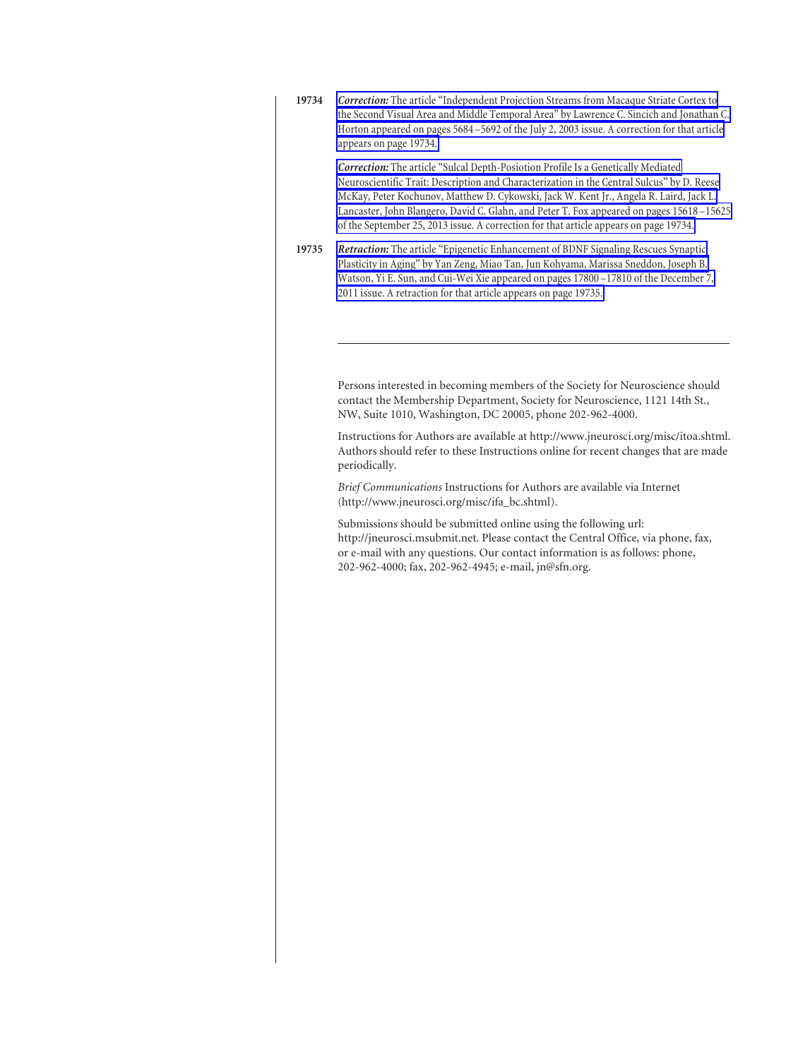19734 ***Correction:*** The article “Independent Projection Streams from Macaque Striate Cortex to the Second Visual Area and Middle Temporal Area” by Lawrence C. Sincich and Jonathan C. Horton appeared on pages 5684–5692 of the July 2, 2003 issue. A correction for that article appears on page 19734.

***Correction:*** The article “Sulcal Depth-Posiotion Profile Is a Genetically Mediated Neuroscientific Trait: Description and Characterization in the Central Sulcus” by D. Reese McKay, Peter Kochunov, Matthew D. Cykowski, Jack W. Kent Jr., Angela R. Laird, Jack L. Lancaster, John Blangero, David C. Glahn, and Peter T. Fox appeared on pages 15618–15625 of the September 25, 2013 issue. A correction for that article appears on page 19734.

19735 ***Retraction:*** The article “Epigenetic Enhancement of BDNF Signaling Rescues Synaptic Plasticity in Aging” by Yan Zeng, Miao Tan, Jun Kohyama, Marissa Sneddon, Joseph B. Watson, Yi E. Sun, and Cui-Wei Xie appeared on pages 17800–17810 of the December 7, 2011 issue. A retraction for that article appears on page 19735.

---

Persons interested in becoming members of the Society for Neuroscience should contact the Membership Department, Society for Neuroscience, 1121 14th St., NW, Suite 1010, Washington, DC 20005, phone 202-962-4000.

Instructions for Authors are available at http://www.jneurosci.org/misc/itoa.shtml. Authors should refer to these Instructions online for recent changes that are made periodically.

*Brief Communications* Instructions for Authors are available via Internet (http://www.jneurosci.org/misc/ifa_bc.shtml).

Submissions should be submitted online using the following url: http://jneurosci.msubmit.net. Please contact the Central Office, via phone, fax, or e-mail with any questions. Our contact information is as follows: phone, 202-962-4000; fax, 202-962-4945; e-mail, jn@sfn.org.